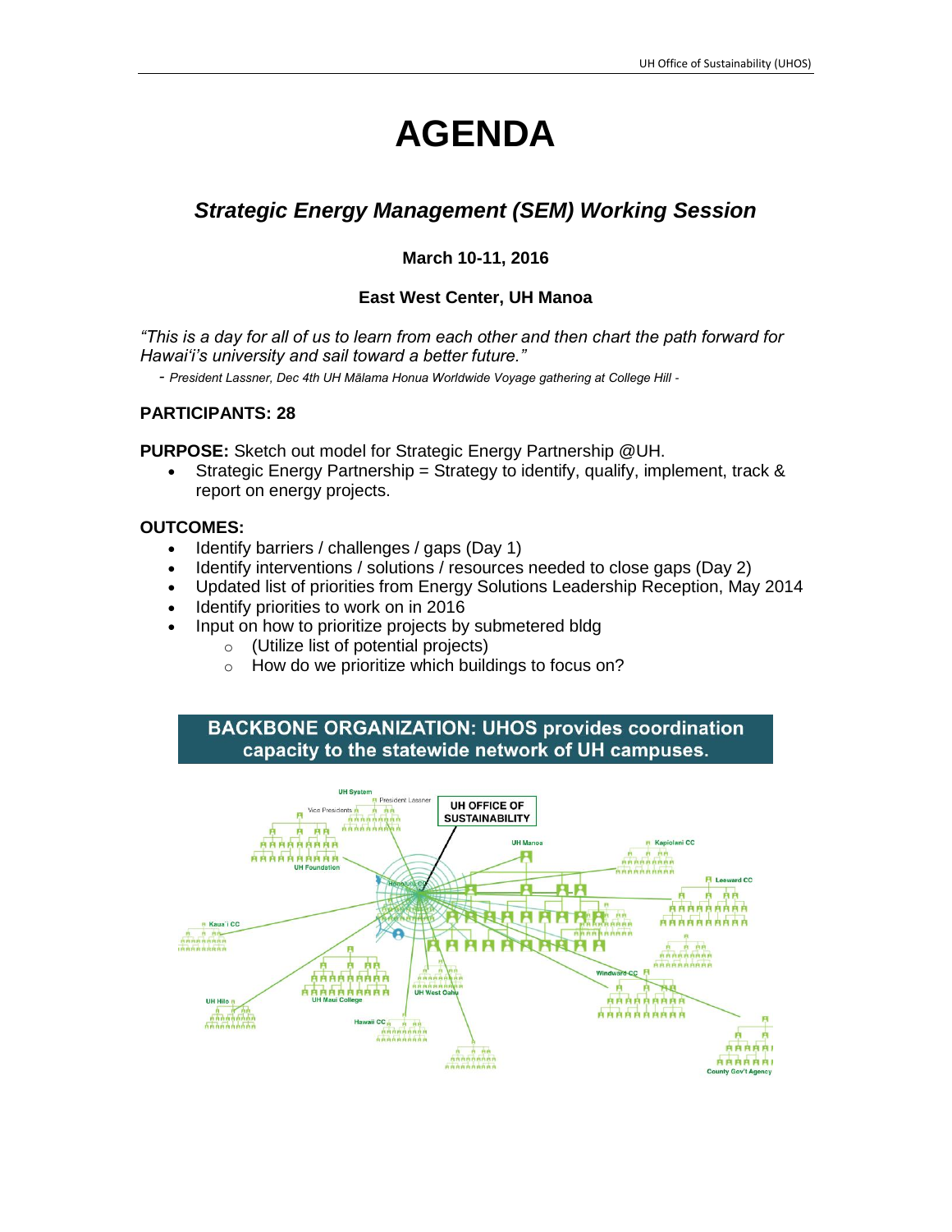# AGENDA

## *Strategic Energy Management (SEM) Working Session*

**March 10-11, 2016**

**East West Center, UH Manoa**

*"This is a day for all of us to learn from each other and then chart the path forward for Hawai'i's university and sail toward a better future."*

- *President Lassner, Dec 4th UH Mālama Honua Worldwide Voyage gathering at College Hill -*

**PARTICIPANTS: 28**

**PURPOSE:** Sketch out model for Strategic Energy Partnership @UH.

- Strategic Energy Partnership = Strategy to identify, qualify, implement, track & report on energy projects.

**OUTCOMES:**

- Identify barriers / challenges / gaps (Day 1)
- Identify interventions / solutions / resources needed to close gaps (Day 2)
- Updated list of priorities from Energy Solutions Leadership Reception, May 2014
- Identify priorities to work on in 2016
- Input on how to prioritize projects by submetered bldg
  - (Utilize list of potential projects)
  - How do we prioritize which buildings to focus on?

**BACKBONE ORGANIZATION: UHOS provides coordination capacity to the statewide network of UH campuses.**

UH System, President Lassner, Vice Presidents, UH Foundation, UH OFFICE OF SUSTAINABILITY, UH Manoa, Kapiolani CC, Leeward CC, Honolulu CC, Kaua`i CC, UH Maui College, UH West Oahu, Windward CC, UH Hilo, Hawaii CC, County Gov't Agency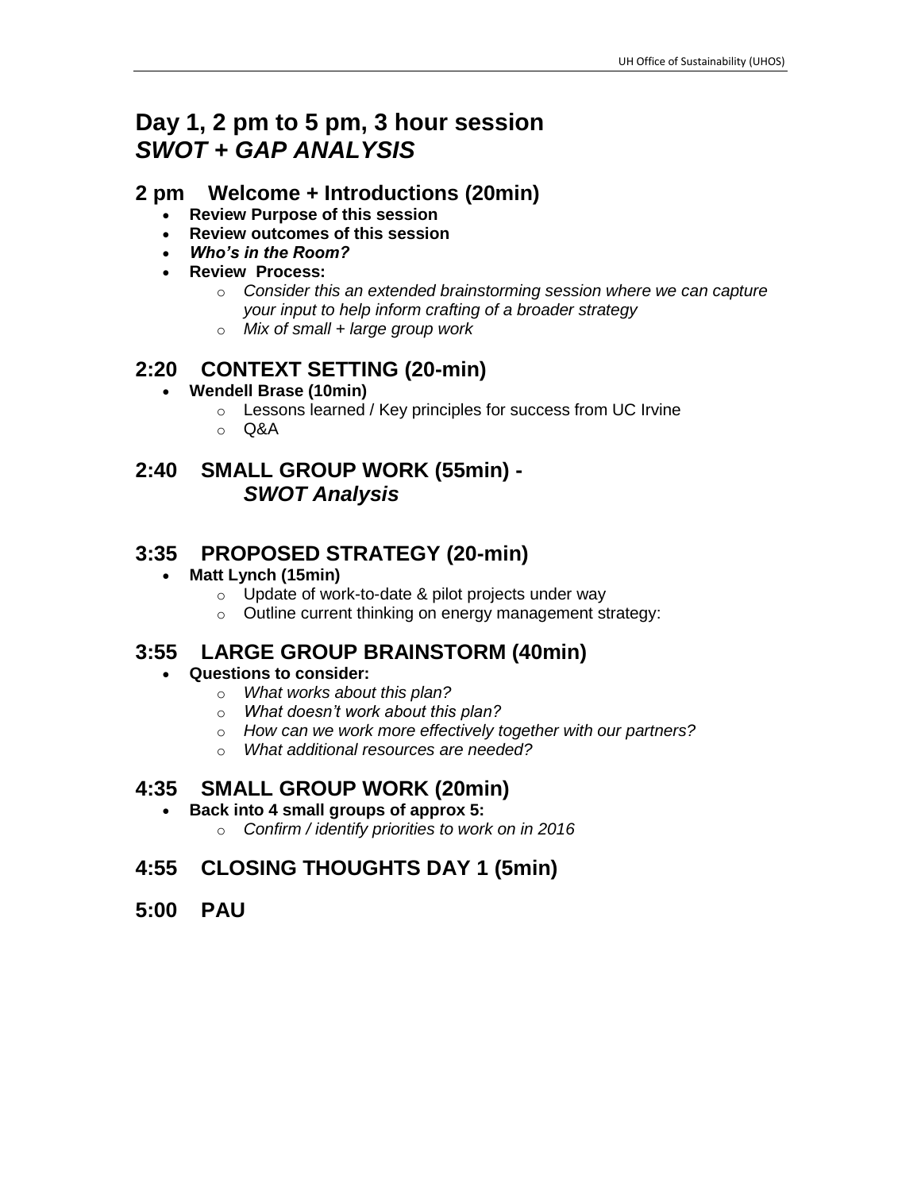# Day 1, 2 pm to 5 pm, 3 hour session
# *SWOT + GAP ANALYSIS*

## 2 pm Welcome + Introductions (20min)

- **Review Purpose of this session**
- **Review outcomes of this session**
- ***Who's in the Room?***
- **Review Process:**
  - *Consider this an extended brainstorming session where we can capture your input to help inform crafting of a broader strategy*
  - *Mix of small + large group work*

## 2:20 CONTEXT SETTING (20-min)

- **Wendell Brase (10min)**
  - Lessons learned / Key principles for success from UC Irvine
  - Q&A

## 2:40 SMALL GROUP WORK (55min) - *SWOT Analysis*

## 3:35 PROPOSED STRATEGY (20-min)

- **Matt Lynch (15min)**
  - Update of work-to-date & pilot projects under way
  - Outline current thinking on energy management strategy:

## 3:55 LARGE GROUP BRAINSTORM (40min)

- **Questions to consider:**
  - *What works about this plan?*
  - *What doesn't work about this plan?*
  - *How can we work more effectively together with our partners?*
  - *What additional resources are needed?*

## 4:35 SMALL GROUP WORK (20min)

- **Back into 4 small groups of approx 5:**
  - *Confirm / identify priorities to work on in 2016*

## 4:55 CLOSING THOUGHTS DAY 1 (5min)

## 5:00 PAU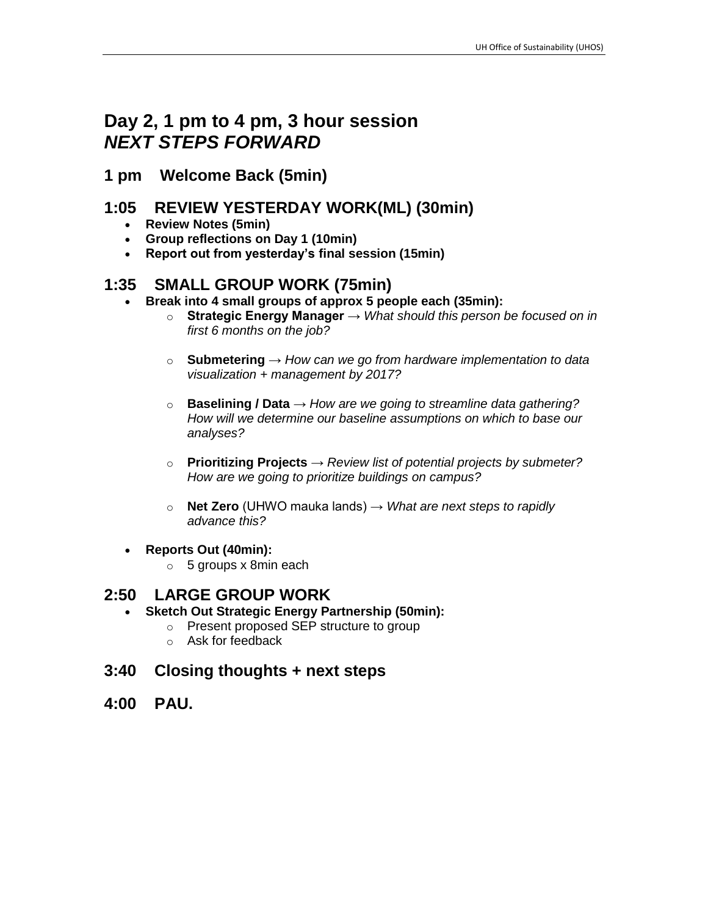# Day 2, 1 pm to 4 pm, 3 hour session
# *NEXT STEPS FORWARD*

## 1 pm Welcome Back (5min)

## 1:05 REVIEW YESTERDAY WORK(ML) (30min)

- **Review Notes (5min)**
- **Group reflections on Day 1 (10min)**
- **Report out from yesterday's final session (15min)**

## 1:35 SMALL GROUP WORK (75min)

- **Break into 4 small groups of approx 5 people each (35min):**
  - **Strategic Energy Manager** → *What should this person be focused on in first 6 months on the job?*
  - **Submetering** → *How can we go from hardware implementation to data visualization + management by 2017?*
  - **Baselining / Data** → *How are we going to streamline data gathering? How will we determine our baseline assumptions on which to base our analyses?*
  - **Prioritizing Projects** → *Review list of potential projects by submeter? How are we going to prioritize buildings on campus?*
  - **Net Zero** (UHWO mauka lands) → *What are next steps to rapidly advance this?*
- **Reports Out (40min):**
  - 5 groups x 8min each

## 2:50 LARGE GROUP WORK

- **Sketch Out Strategic Energy Partnership (50min):**
  - Present proposed SEP structure to group
  - Ask for feedback

## 3:40 Closing thoughts + next steps

## 4:00 PAU.